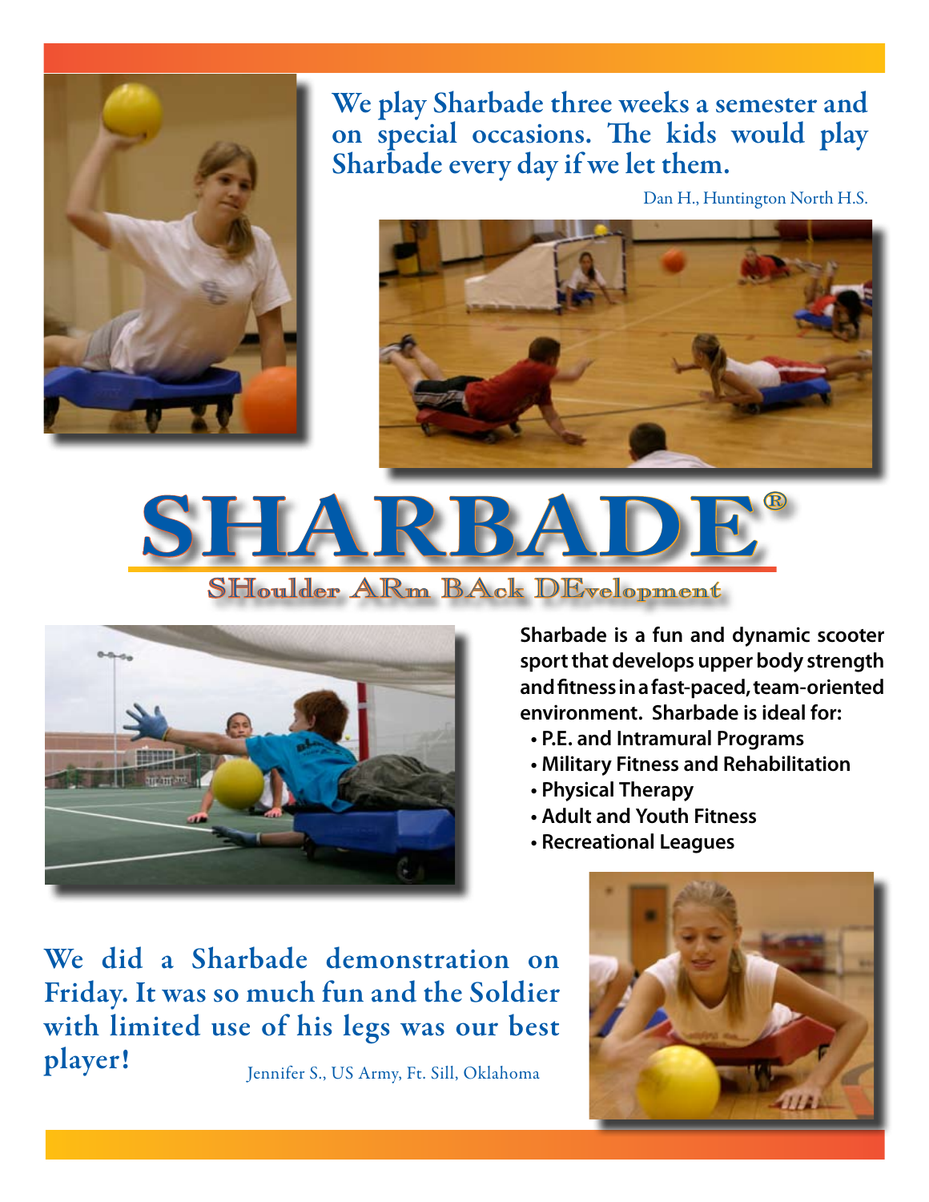**We play Sharbade three weeks a semester and on special occasions. The kids would play Sharbade every day if we let them.**

Dan H., Huntington North H.S.

# SHARBADE®

## SHoulder ARm BAck DEvelopment

**Sharbade is a fun and dynamic scooter sport that develops upper body strength and fitness in a fast-paced, team-oriented environment. Sharbade is ideal for:**

- **P.E. and Intramural Programs**
- **Military Fitness and Rehabilitation**
- **Physical Therapy**
- **Adult and Youth Fitness**
- **Recreational Leagues**

**We did a Sharbade demonstration on Friday. It was so much fun and the Soldier with limited use of his legs was our best player!**

Jennifer S., US Army, Ft. Sill, Oklahoma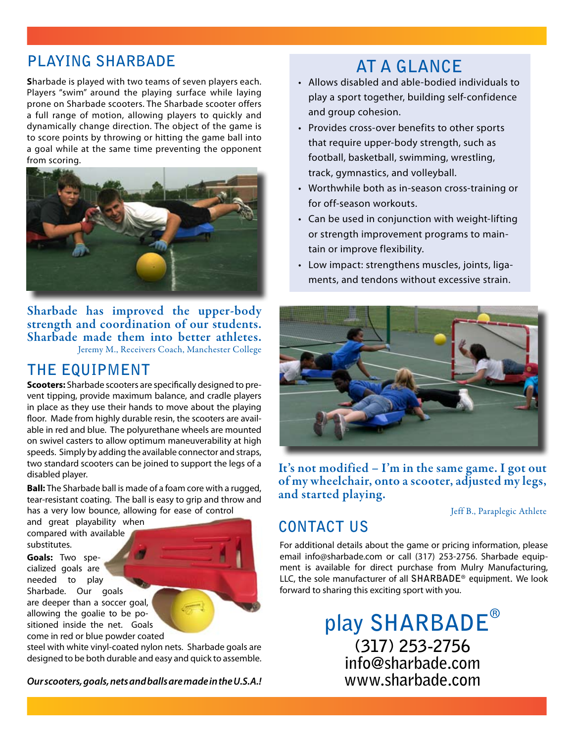## PLAYING SHARBADE

**S**harbade is played with two teams of seven players each. Players "swim" around the playing surface while laying prone on Sharbade scooters. The Sharbade scooter offers a full range of motion, allowing players to quickly and dynamically change direction. The object of the game is to score points by throwing or hitting the game ball into a goal while at the same time preventing the opponent from scoring.

**Sharbade has improved the upper-body strength and coordination of our students. Sharbade made them into better athletes.**

Jeremy M., Receivers Coach, Manchester College

## THE EQUIPMENT

**Scooters:** Sharbade scooters are specifically designed to prevent tipping, provide maximum balance, and cradle players in place as they use their hands to move about the playing floor. Made from highly durable resin, the scooters are available in red and blue. The polyurethane wheels are mounted on swivel casters to allow optimum maneuverability at high speeds. Simply by adding the available connector and straps, two standard scooters can be joined to support the legs of a disabled player.

**Ball:** The Sharbade ball is made of a foam core with a rugged, tear-resistant coating. The ball is easy to grip and throw and has a very low bounce, allowing for ease of control and great playability when compared with available substitutes.

**Goals:** Two specialized goals are needed to play Sharbade. Our goals are deeper than a soccer goal, allowing the goalie to be positioned inside the net. Goals come in red or blue powder coated steel with white vinyl-coated nylon nets. Sharbade goals are designed to be both durable and easy and quick to assemble.

***Our scooters, goals, nets and balls are made in the U.S.A.!***

## AT A GLANCE

- Allows disabled and able-bodied individuals to play a sport together, building self-confidence and group cohesion.
- Provides cross-over benefits to other sports that require upper-body strength, such as football, basketball, swimming, wrestling, track, gymnastics, and volleyball.
- Worthwhile both as in-season cross-training or for off-season workouts.
- Can be used in conjunction with weight-lifting or strength improvement programs to maintain or improve flexibility.
- Low impact: strengthens muscles, joints, ligaments, and tendons without excessive strain.

**It's not modified – I'm in the same game. I got out of my wheelchair, onto a scooter, adjusted my legs, and started playing.**

Jeff B., Paraplegic Athlete

## CONTACT US

For additional details about the game or pricing information, please email info@sharbade.com or call (317) 253-2756. Sharbade equipment is available for direct purchase from Mulry Manufacturing, LLC, the sole manufacturer of all SHARBADE® equipment. We look forward to sharing this exciting sport with you.

**play SHARBADE®**
(317) 253-2756
info@sharbade.com
www.sharbade.com